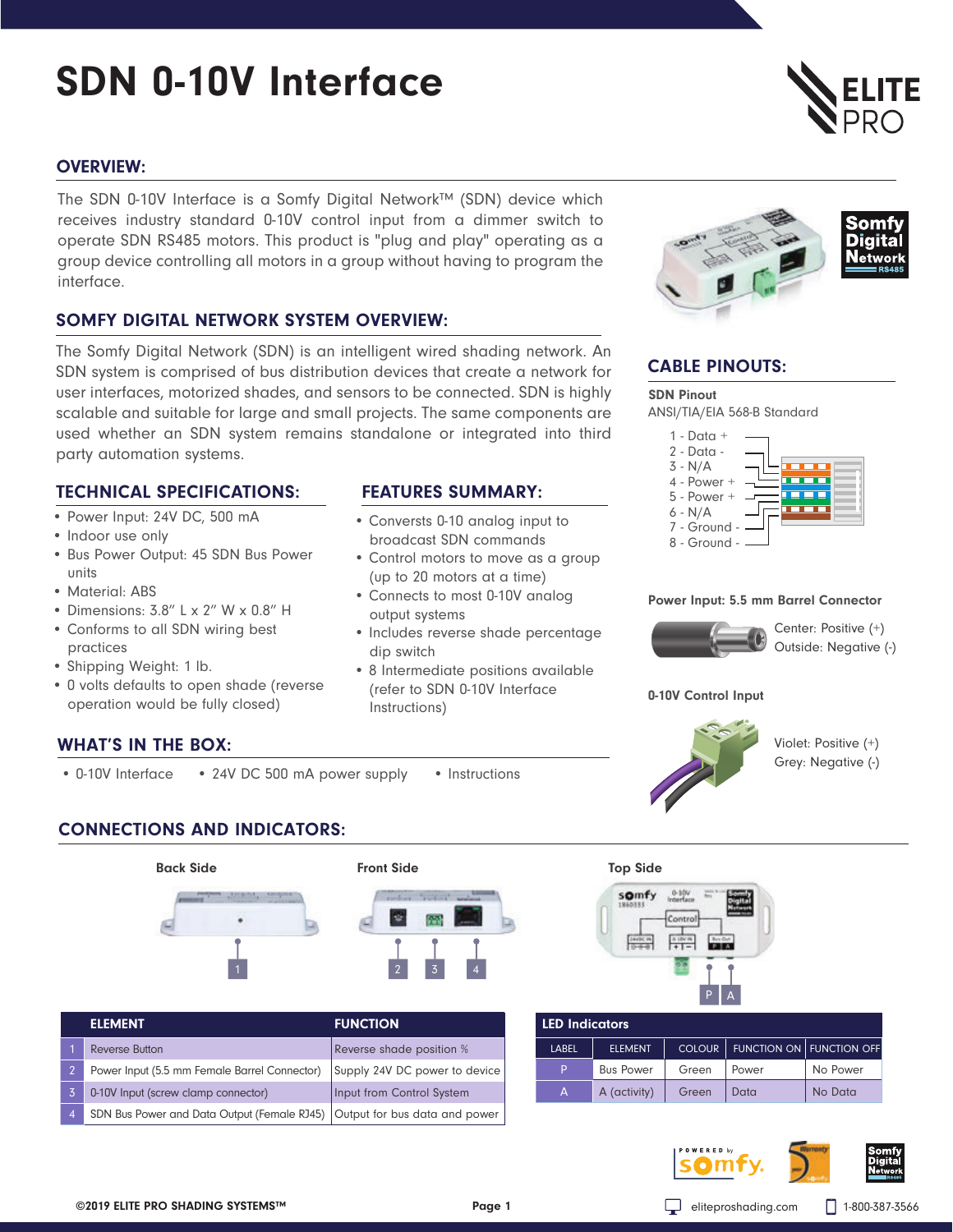# SDN 0-10V Interface

## OVERVIEW:

The SDN 0-10V Interface is a Somfy Digital Network™ (SDN) device which receives industry standard 0-10V control input from a dimmer switch to operate SDN RS485 motors. This product is "plug and play" operating as a group device controlling all motors in a group without having to program the interface.

## SOMFY DIGITAL NETWORK SYSTEM OVERVIEW:

The Somfy Digital Network (SDN) is an intelligent wired shading network. An SDN system is comprised of bus distribution devices that create a network for user interfaces, motorized shades, and sensors to be connected. SDN is highly scalable and suitable for large and small projects. The same components are used whether an SDN system remains standalone or integrated into third party automation systems.

## TECHNICAL SPECIFICATIONS:

- Power Input: 24V DC, 500 mA
- Indoor use only
- Bus Power Output: 45 SDN Bus Power units
- Material: ABS
- Dimensions: 3.8" L x 2" W x 0.8" H
- Conforms to all SDN wiring best practices
- Shipping Weight: 1 lb.
- 0 volts defaults to open shade (reverse operation would be fully closed)

## FEATURES SUMMARY:

- Conversts 0-10 analog input to broadcast SDN commands
- Control motors to move as a group (up to 20 motors at a time)
- Connects to most 0-10V analog output systems
- Includes reverse shade percentage dip switch
- 8 Intermediate positions available (refer to SDN 0-10V Interface Instructions)

## WHAT'S IN THE BOX:

- 0-10V Interface
- 24V DC 500 mA power supply
- Instructions

## CABLE PINOUTS:

**SDN Pinout**

ANSI/TIA/EIA 568-B Standard

1 - Data +
2 - Data -
3 - N/A
4 - Power +
5 - Power +
6 - N/A
7 - Ground -
8 - Ground -

**Power Input: 5.5 mm Barrel Connector**

Center: Positive (+)
Outside: Negative (-)

**0-10V Control Input**

Violet: Positive (+)
Grey: Negative (-)

## CONNECTIONS AND INDICATORS:

Back Side: 1
Front Side: 2, 3, 4
Top Side: P, A

| | ELEMENT | FUNCTION |
|---|---|---|
| 1 | Reverse Button | Reverse shade position % |
| 2 | Power Input (5.5 mm Female Barrel Connector) | Supply 24V DC power to device |
| 3 | 0-10V Input (screw clamp connector) | Input from Control System |
| 4 | SDN Bus Power and Data Output (Female RJ45) | Output for bus data and power |

**LED Indicators**

| LABEL | ELEMENT | COLOUR | FUNCTION ON | FUNCTION OFF |
|---|---|---|---|---|
| P | Bus Power | Green | Power | No Power |
| A | A (activity) | Green | Data | No Data |

©2019 ELITE PRO SHADING SYSTEMS™ eliteproshading.com 1-800-387-3566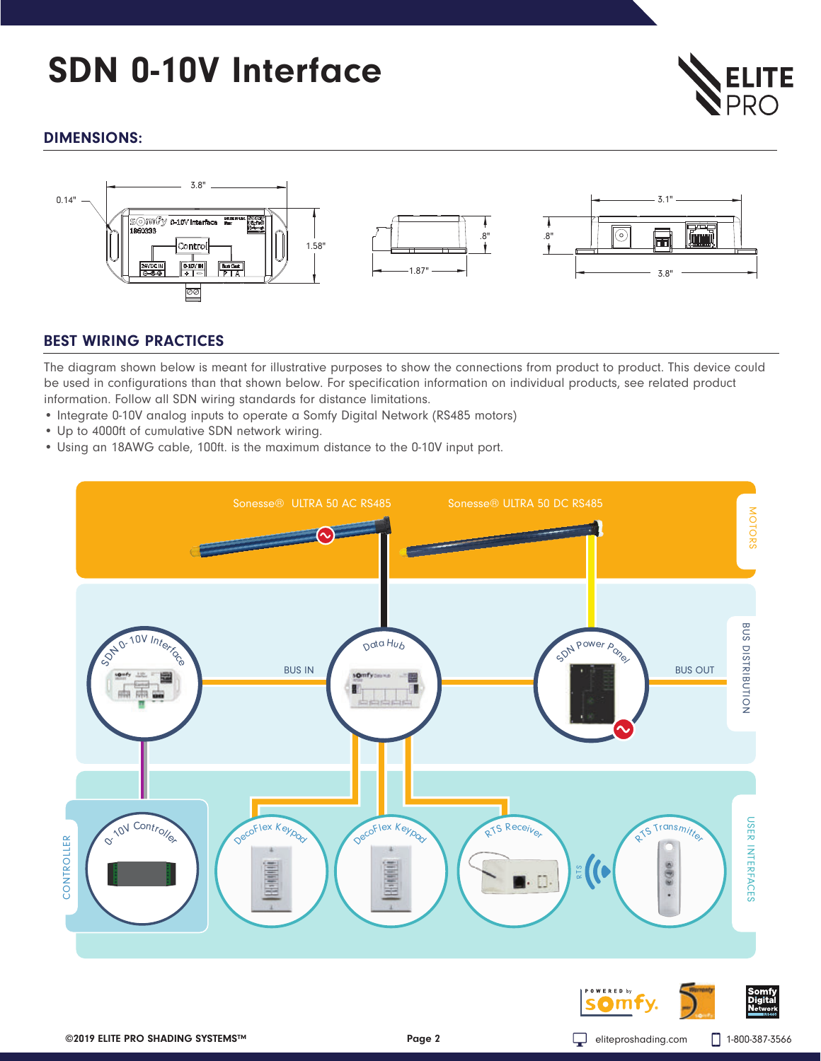# SDN 0-10V Interface

## DIMENSIONS:

3.8"
0.14"
1.58"
.8"
1.87"
3.1"
.8"
3.8"

## BEST WIRING PRACTICES

The diagram shown below is meant for illustrative purposes to show the connections from product to product. This device could be used in configurations than that shown below. For specification information on individual products, see related product information. Follow all SDN wiring standards for distance limitations.

- Integrate 0-10V analog inputs to operate a Somfy Digital Network (RS485 motors)
- Up to 4000ft of cumulative SDN network wiring.
- Using an 18AWG cable, 100ft. is the maximum distance to the 0-10V input port.

Sonesse® ULTRA 50 AC RS485
Sonesse® ULTRA 50 DC RS485
MOTORS
SDN 0-10V Interface
BUS IN
Data Hub
SDN Power Panel
BUS OUT
BUS DISTRIBUTION
CONTROLLER
0-10V Controller
DecoFlex Keypad
DecoFlex Keypad
RTS Receiver
RTS
RTS Transmitter
USER INTERFACES

©2019 ELITE PRO SHADING SYSTEMS™

eliteproshading.com 1-800-387-3566